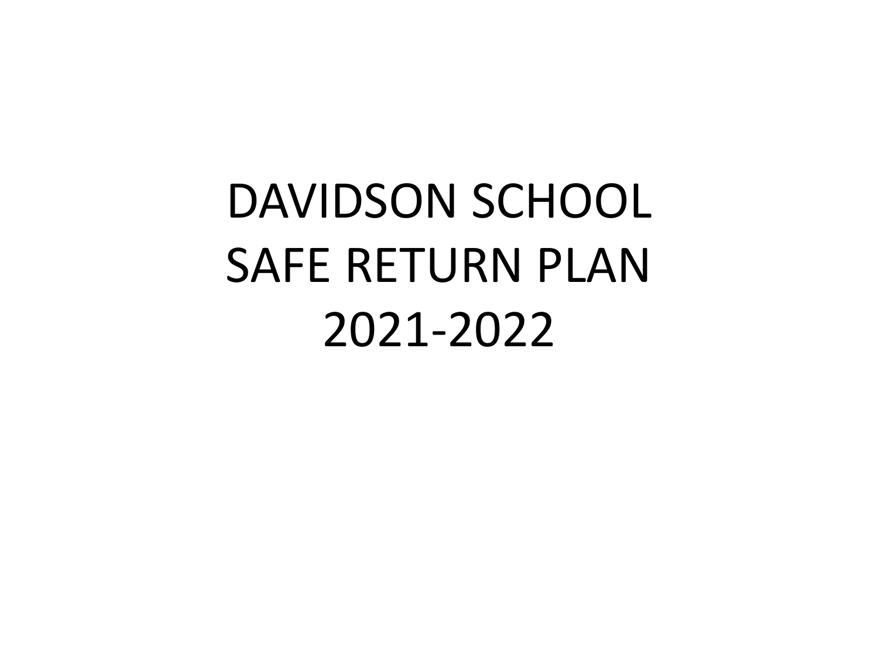# DAVIDSON SCHOOL SAFE RETURN PLAN 2021-2022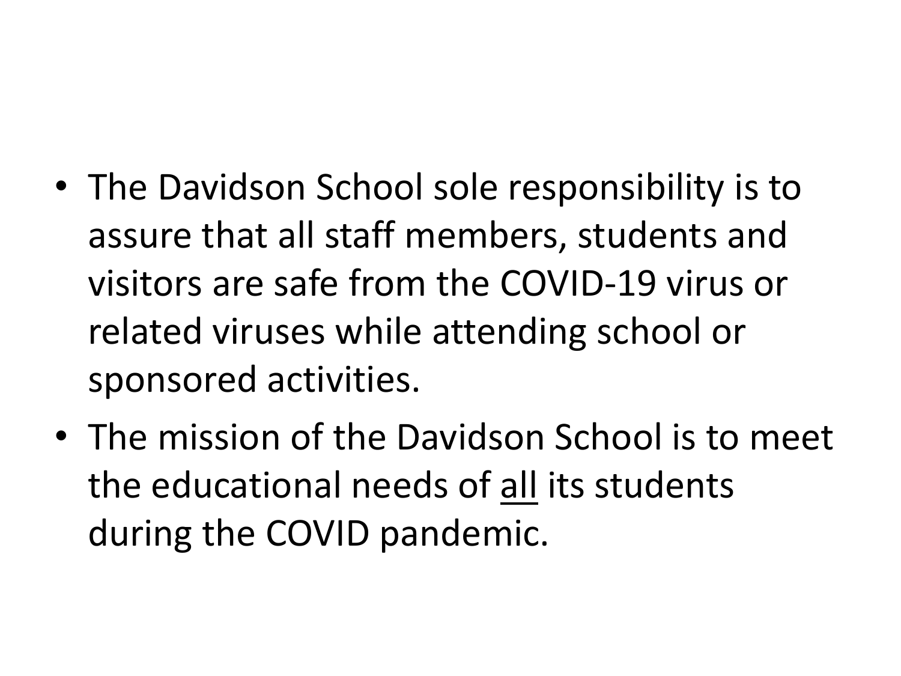- The Davidson School sole responsibility is to assure that all staff members, students and visitors are safe from the COVID-19 virus or related viruses while attending school or sponsored activities.
- The mission of the Davidson School is to meet the educational needs of <u>all</u> its students during the COVID pandemic.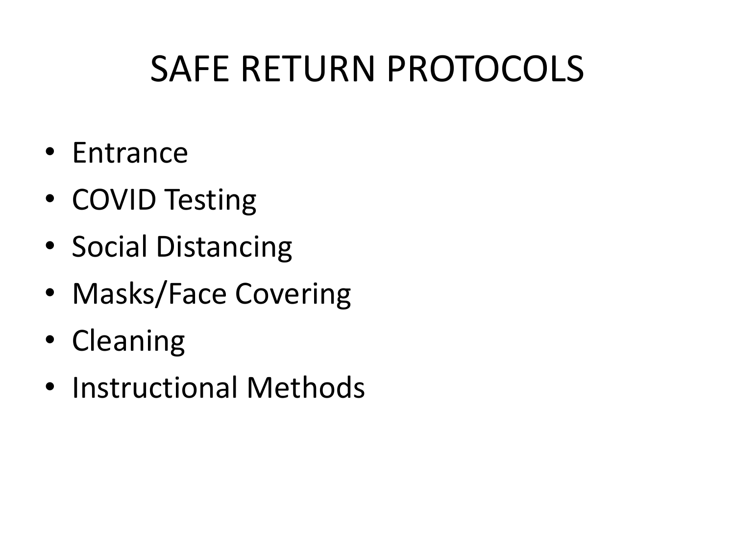# SAFE RETURN PROTOCOLS

- Entrance
- COVID Testing
- Social Distancing
- Masks/Face Covering
- Cleaning
- Instructional Methods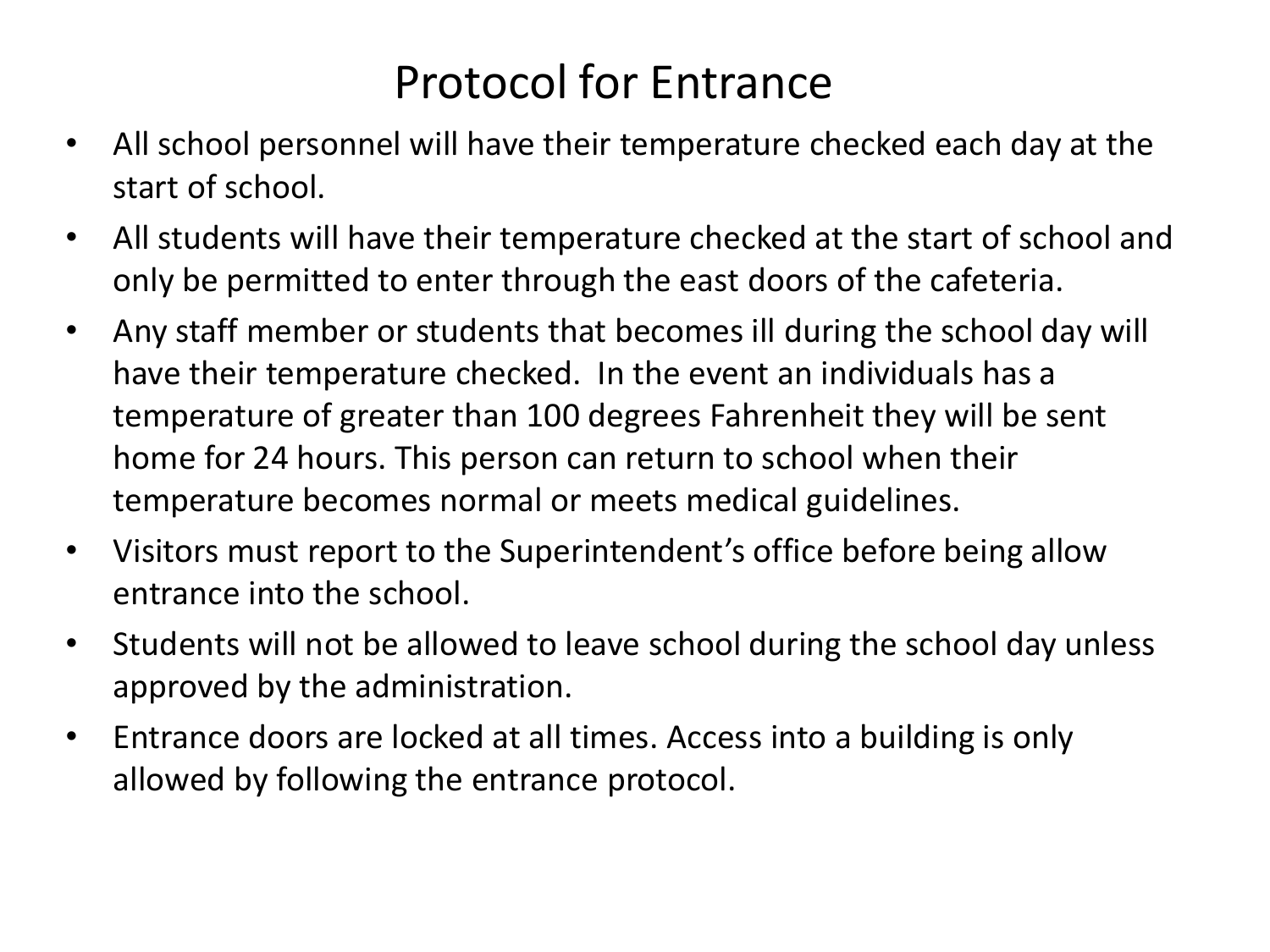# Protocol for Entrance

- All school personnel will have their temperature checked each day at the start of school.
- All students will have their temperature checked at the start of school and only be permitted to enter through the east doors of the cafeteria.
- Any staff member or students that becomes ill during the school day will have their temperature checked.  In the event an individuals has a temperature of greater than 100 degrees Fahrenheit they will be sent home for 24 hours. This person can return to school when their temperature becomes normal or meets medical guidelines.
- Visitors must report to the Superintendent's office before being allow entrance into the school.
- Students will not be allowed to leave school during the school day unless approved by the administration.
- Entrance doors are locked at all times. Access into a building is only allowed by following the entrance protocol.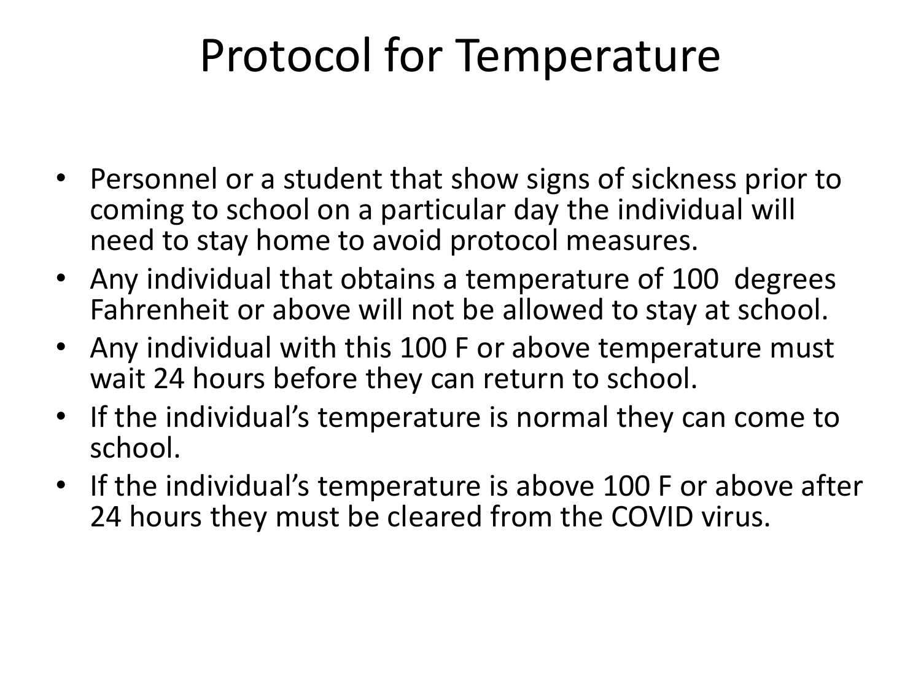# Protocol for Temperature

- Personnel or a student that show signs of sickness prior to coming to school on a particular day the individual will need to stay home to avoid protocol measures.
- Any individual that obtains a temperature of 100 degrees Fahrenheit or above will not be allowed to stay at school.
- Any individual with this 100 F or above temperature must wait 24 hours before they can return to school.
- If the individual's temperature is normal they can come to school.
- If the individual's temperature is above 100 F or above after 24 hours they must be cleared from the COVID virus.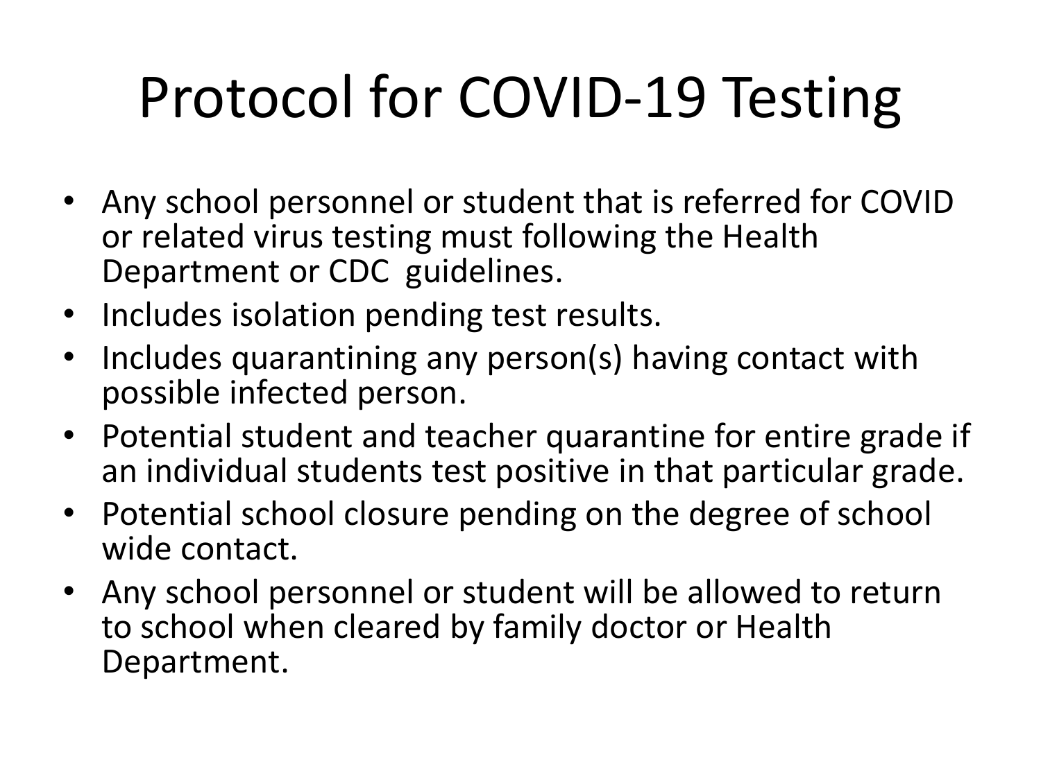# Protocol for COVID-19 Testing

- Any school personnel or student that is referred for COVID or related virus testing must following the Health Department or CDC guidelines.
- Includes isolation pending test results.
- Includes quarantining any person(s) having contact with possible infected person.
- Potential student and teacher quarantine for entire grade if an individual students test positive in that particular grade.
- Potential school closure pending on the degree of school wide contact.
- Any school personnel or student will be allowed to return to school when cleared by family doctor or Health Department.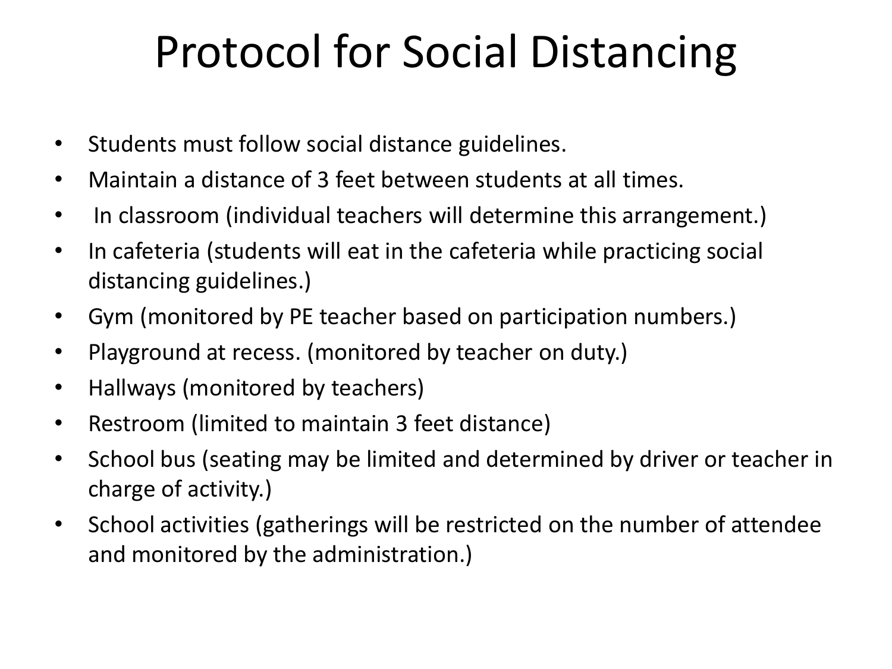# Protocol for Social Distancing

- Students must follow social distance guidelines.
- Maintain a distance of 3 feet between students at all times.
- In classroom (individual teachers will determine this arrangement.)
- In cafeteria (students will eat in the cafeteria while practicing social distancing guidelines.)
- Gym (monitored by PE teacher based on participation numbers.)
- Playground at recess. (monitored by teacher on duty.)
- Hallways (monitored by teachers)
- Restroom (limited to maintain 3 feet distance)
- School bus (seating may be limited and determined by driver or teacher in charge of activity.)
- School activities (gatherings will be restricted on the number of attendee and monitored by the administration.)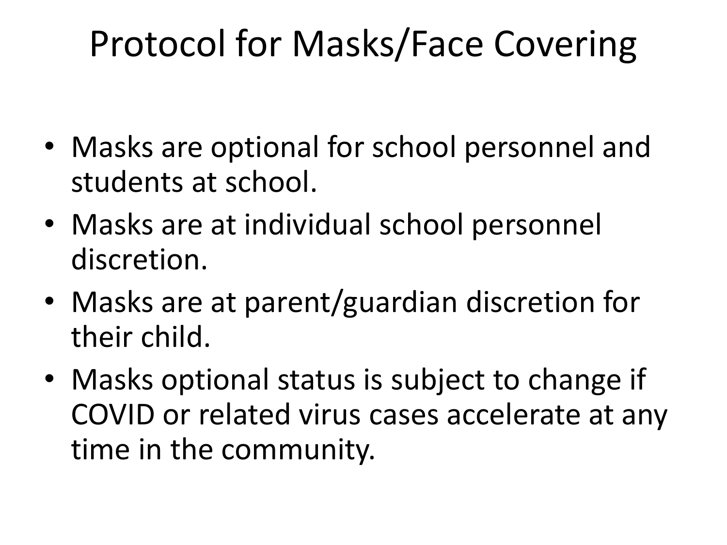# Protocol for Masks/Face Covering

- Masks are optional for school personnel and students at school.
- Masks are at individual school personnel discretion.
- Masks are at parent/guardian discretion for their child.
- Masks optional status is subject to change if COVID or related virus cases accelerate at any time in the community.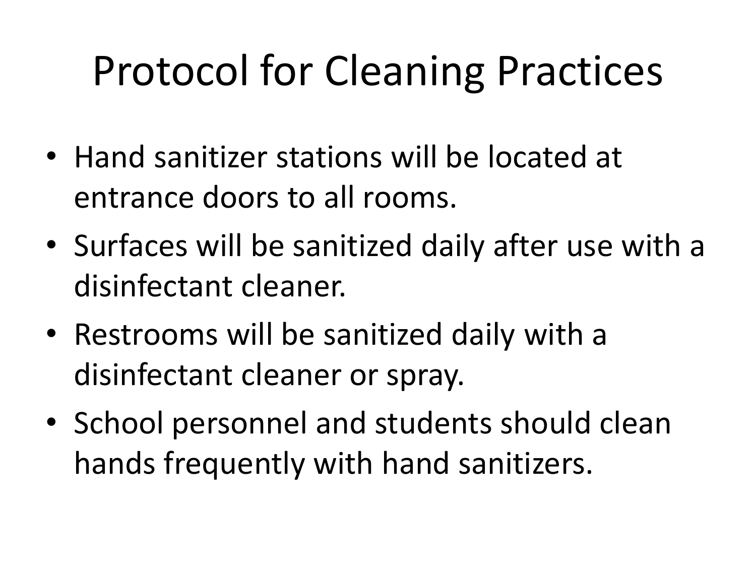# Protocol for Cleaning Practices

- Hand sanitizer stations will be located at entrance doors to all rooms.
- Surfaces will be sanitized daily after use with a disinfectant cleaner.
- Restrooms will be sanitized daily with a disinfectant cleaner or spray.
- School personnel and students should clean hands frequently with hand sanitizers.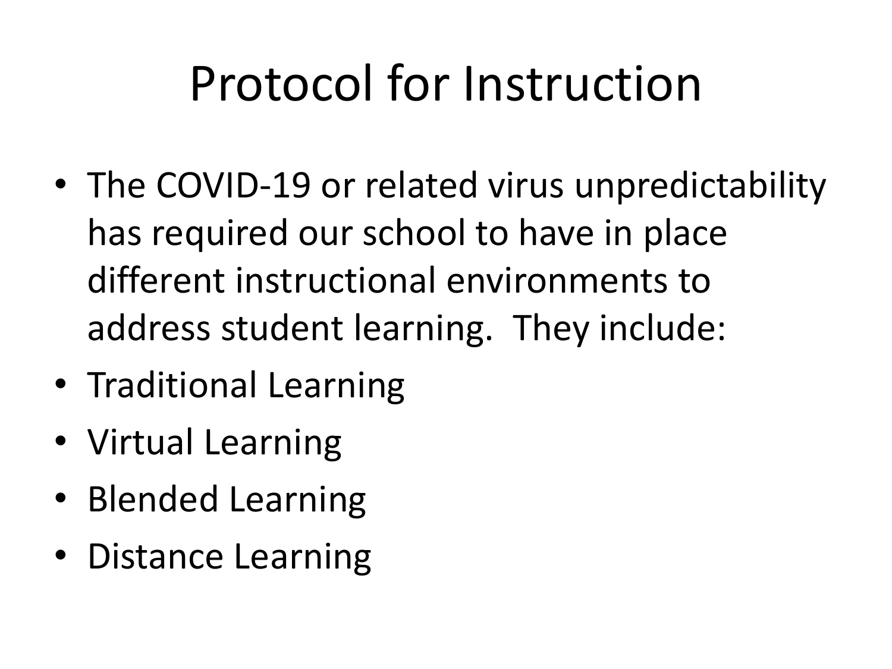# Protocol for Instruction

- The COVID-19 or related virus unpredictability has required our school to have in place different instructional environments to address student learning. They include:
- Traditional Learning
- Virtual Learning
- Blended Learning
- Distance Learning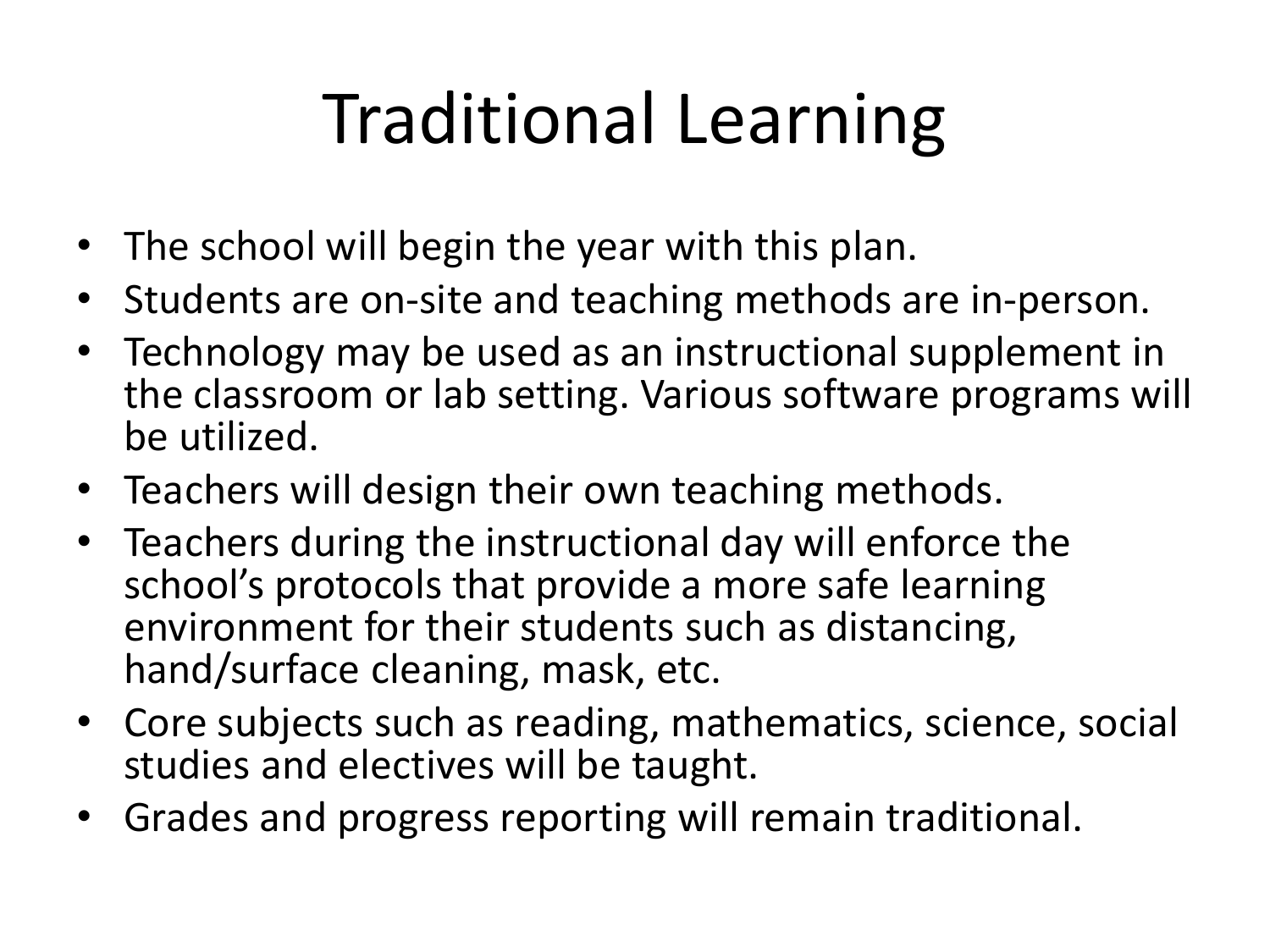# Traditional Learning

- The school will begin the year with this plan.
- Students are on-site and teaching methods are in-person.
- Technology may be used as an instructional supplement in the classroom or lab setting. Various software programs will be utilized.
- Teachers will design their own teaching methods.
- Teachers during the instructional day will enforce the school's protocols that provide a more safe learning environment for their students such as distancing, hand/surface cleaning, mask, etc.
- Core subjects such as reading, mathematics, science, social studies and electives will be taught.
- Grades and progress reporting will remain traditional.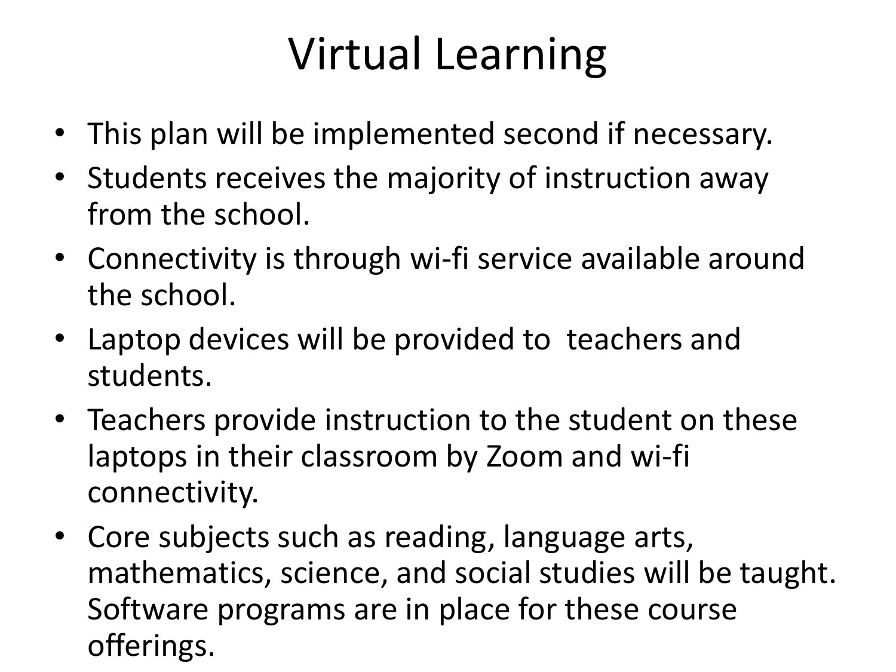# Virtual Learning

- This plan will be implemented second if necessary.
- Students receives the majority of instruction away from the school.
- Connectivity is through wi-fi service available around the school.
- Laptop devices will be provided to teachers and students.
- Teachers provide instruction to the student on these laptops in their classroom by Zoom and wi-fi connectivity.
- Core subjects such as reading, language arts, mathematics, science, and social studies will be taught. Software programs are in place for these course offerings.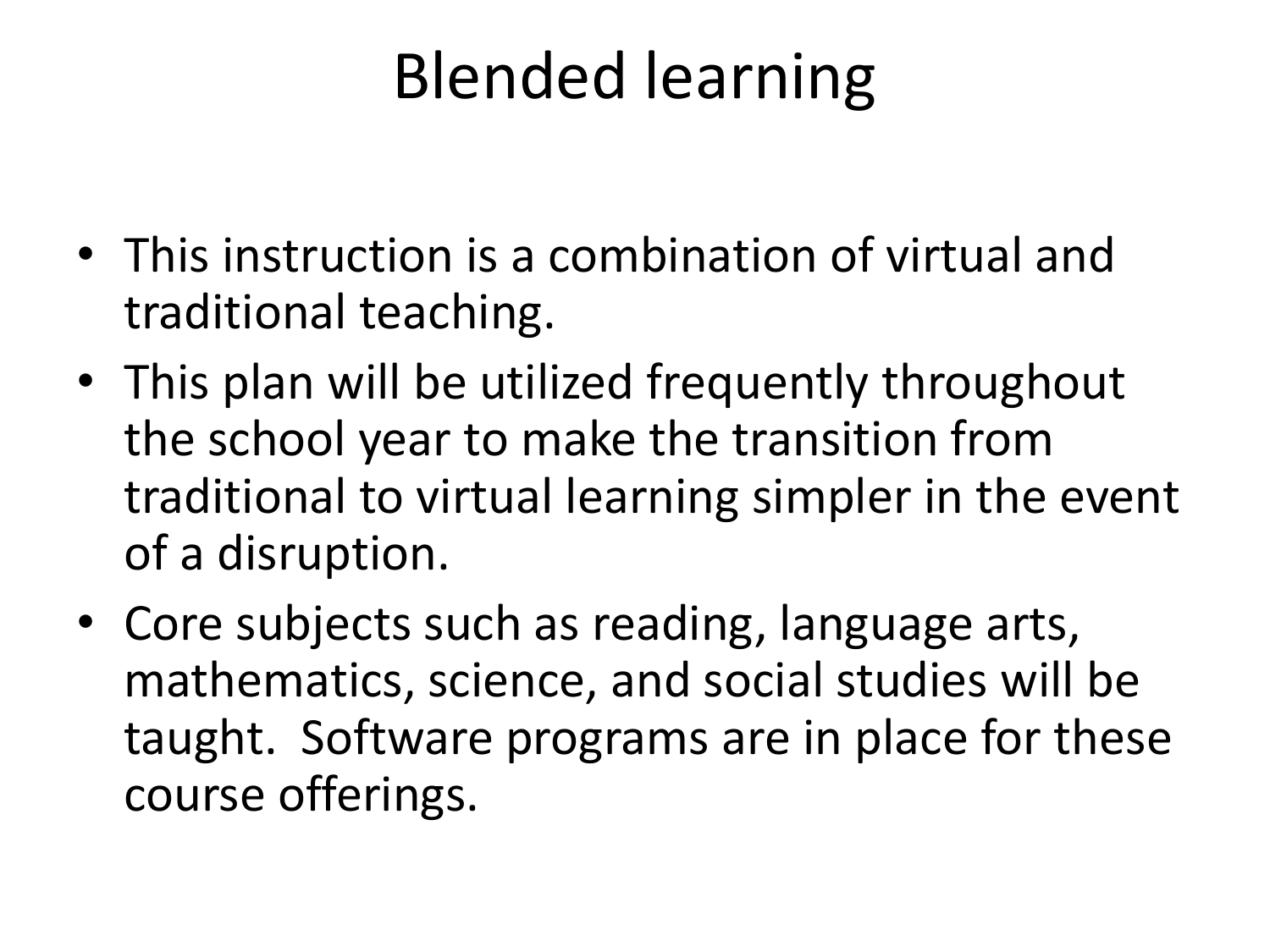# Blended learning

- This instruction is a combination of virtual and traditional teaching.
- This plan will be utilized frequently throughout the school year to make the transition from traditional to virtual learning simpler in the event of a disruption.
- Core subjects such as reading, language arts, mathematics, science, and social studies will be taught. Software programs are in place for these course offerings.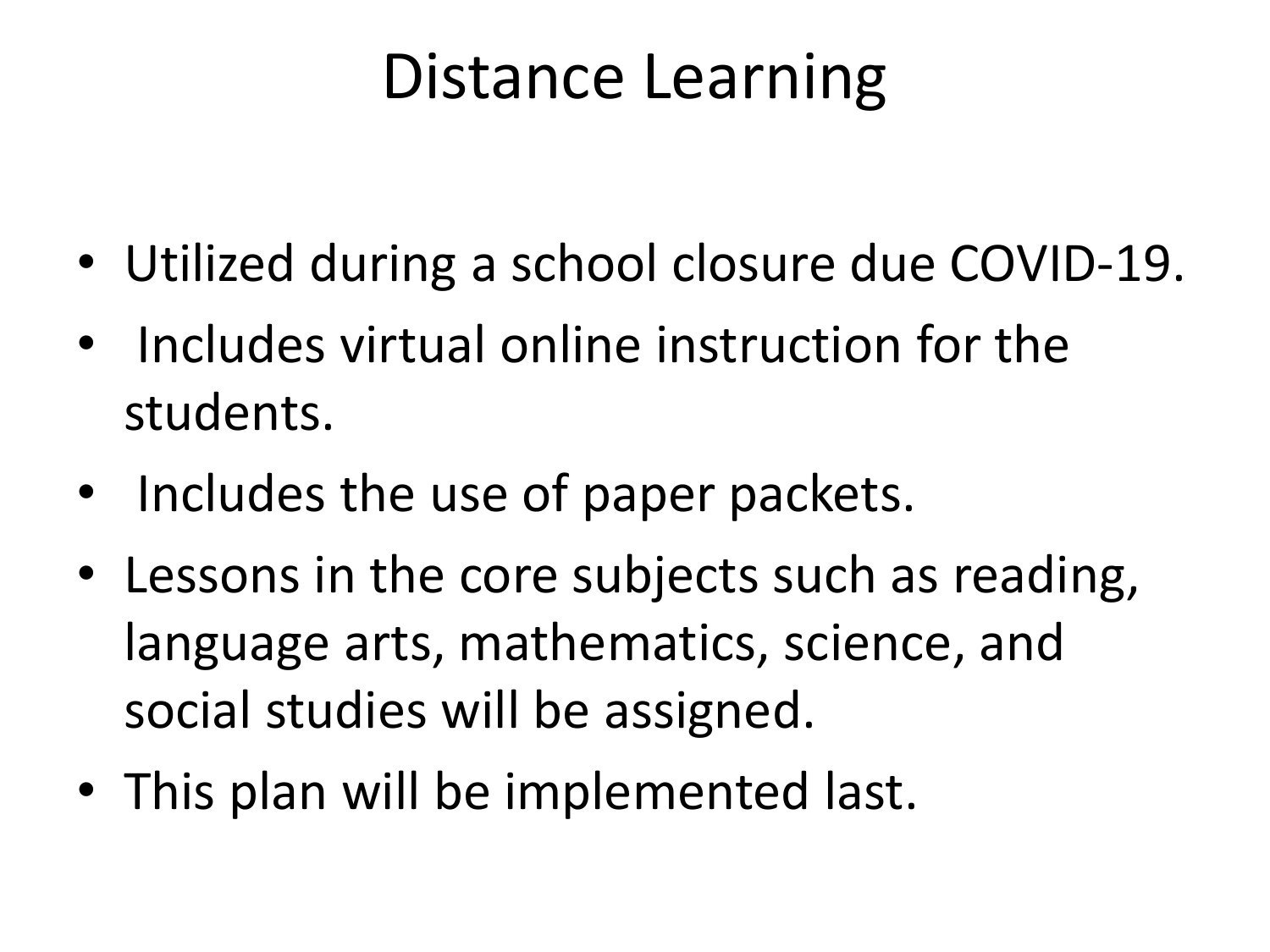# Distance Learning

- Utilized during a school closure due COVID-19.
- Includes virtual online instruction for the students.
- Includes the use of paper packets.
- Lessons in the core subjects such as reading, language arts, mathematics, science, and social studies will be assigned.
- This plan will be implemented last.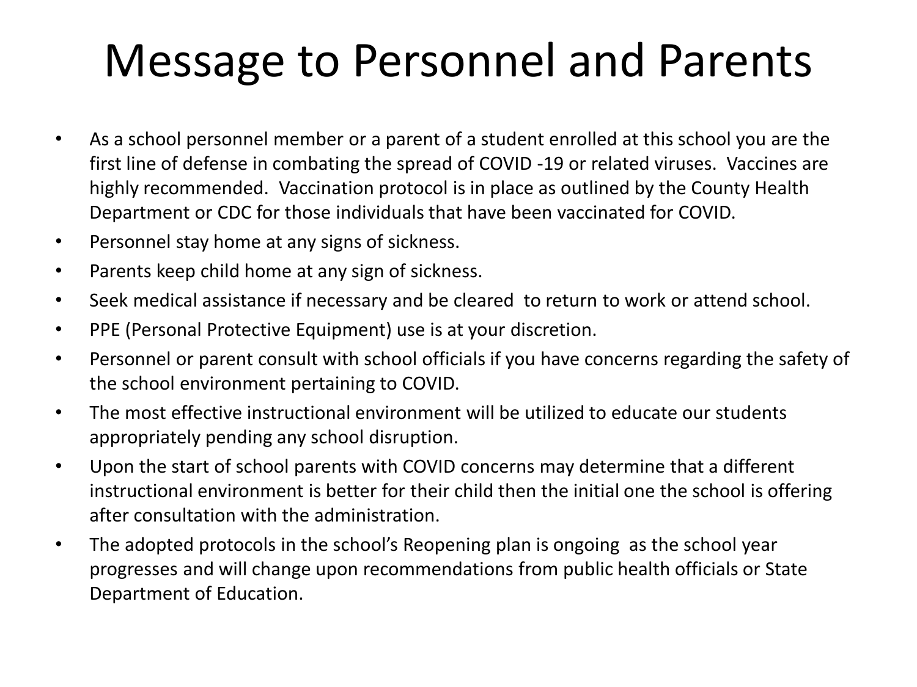# Message to Personnel and Parents

- As a school personnel member or a parent of a student enrolled at this school you are the first line of defense in combating the spread of COVID -19 or related viruses. Vaccines are highly recommended. Vaccination protocol is in place as outlined by the County Health Department or CDC for those individuals that have been vaccinated for COVID.
- Personnel stay home at any signs of sickness.
- Parents keep child home at any sign of sickness.
- Seek medical assistance if necessary and be cleared to return to work or attend school.
- PPE (Personal Protective Equipment) use is at your discretion.
- Personnel or parent consult with school officials if you have concerns regarding the safety of the school environment pertaining to COVID.
- The most effective instructional environment will be utilized to educate our students appropriately pending any school disruption.
- Upon the start of school parents with COVID concerns may determine that a different instructional environment is better for their child then the initial one the school is offering after consultation with the administration.
- The adopted protocols in the school's Reopening plan is ongoing as the school year progresses and will change upon recommendations from public health officials or State Department of Education.